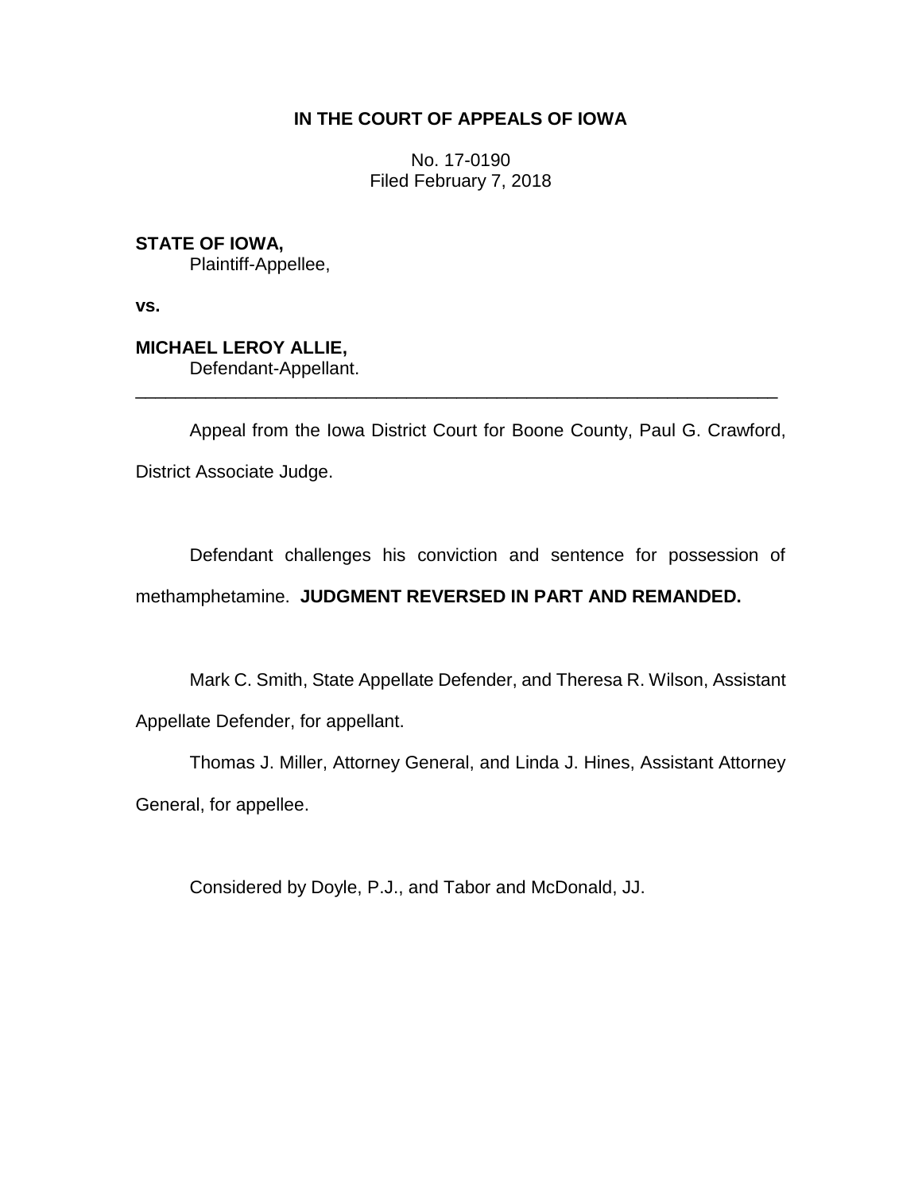**IN THE COURT OF APPEALS OF IOWA**

No. 17-0190
Filed February 7, 2018

**STATE OF IOWA,**
Plaintiff-Appellee,

**vs.**

**MICHAEL LEROY ALLIE,**
Defendant-Appellant.

---

Appeal from the Iowa District Court for Boone County, Paul G. Crawford, District Associate Judge.

Defendant challenges his conviction and sentence for possession of methamphetamine. **JUDGMENT REVERSED IN PART AND REMANDED.**

Mark C. Smith, State Appellate Defender, and Theresa R. Wilson, Assistant Appellate Defender, for appellant.

Thomas J. Miller, Attorney General, and Linda J. Hines, Assistant Attorney General, for appellee.

Considered by Doyle, P.J., and Tabor and McDonald, JJ.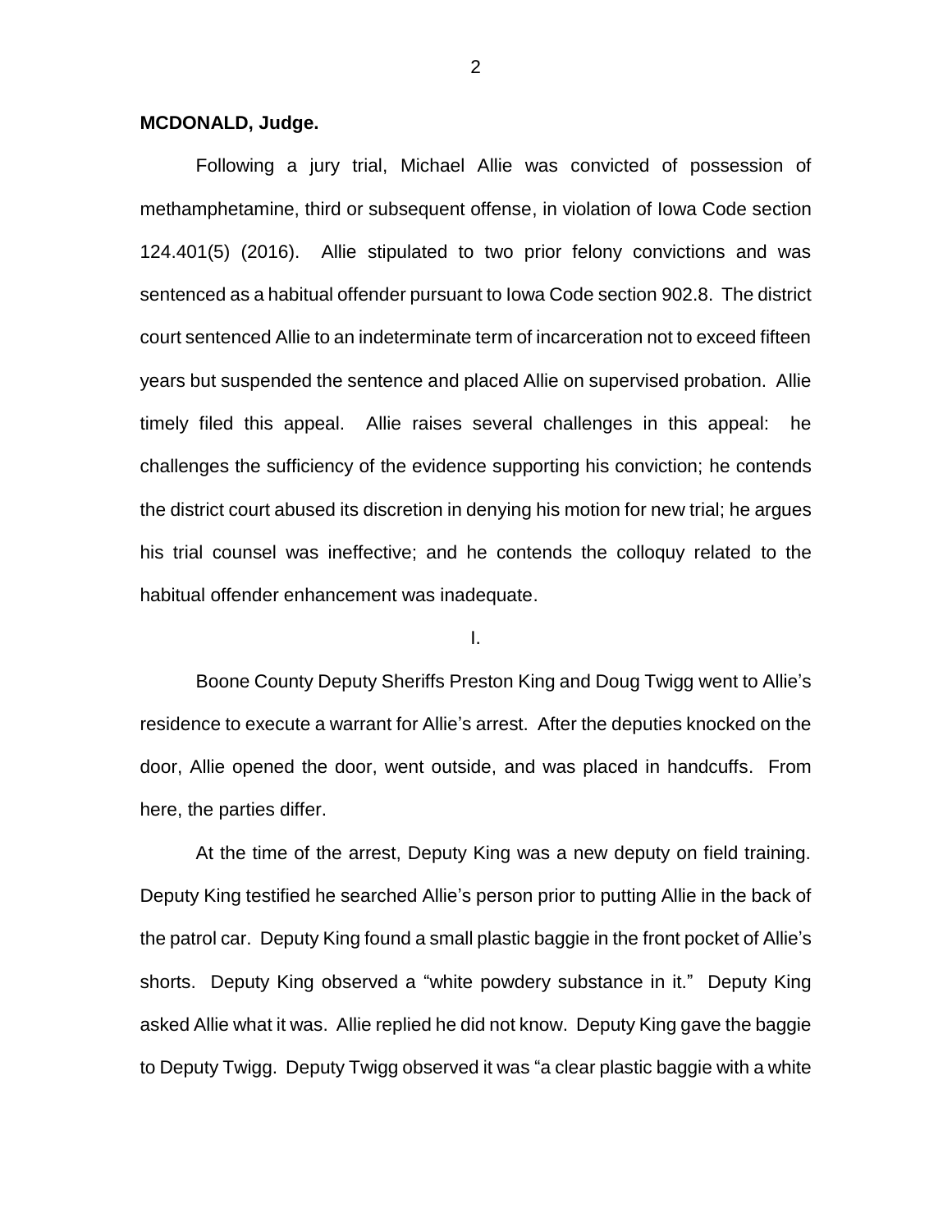**MCDONALD, Judge.**

Following a jury trial, Michael Allie was convicted of possession of methamphetamine, third or subsequent offense, in violation of Iowa Code section 124.401(5) (2016). Allie stipulated to two prior felony convictions and was sentenced as a habitual offender pursuant to Iowa Code section 902.8. The district court sentenced Allie to an indeterminate term of incarceration not to exceed fifteen years but suspended the sentence and placed Allie on supervised probation. Allie timely filed this appeal. Allie raises several challenges in this appeal: he challenges the sufficiency of the evidence supporting his conviction; he contends the district court abused its discretion in denying his motion for new trial; he argues his trial counsel was ineffective; and he contends the colloquy related to the habitual offender enhancement was inadequate.

I.

Boone County Deputy Sheriffs Preston King and Doug Twigg went to Allie's residence to execute a warrant for Allie's arrest. After the deputies knocked on the door, Allie opened the door, went outside, and was placed in handcuffs. From here, the parties differ.

At the time of the arrest, Deputy King was a new deputy on field training. Deputy King testified he searched Allie's person prior to putting Allie in the back of the patrol car. Deputy King found a small plastic baggie in the front pocket of Allie's shorts. Deputy King observed a "white powdery substance in it." Deputy King asked Allie what it was. Allie replied he did not know. Deputy King gave the baggie to Deputy Twigg. Deputy Twigg observed it was "a clear plastic baggie with a white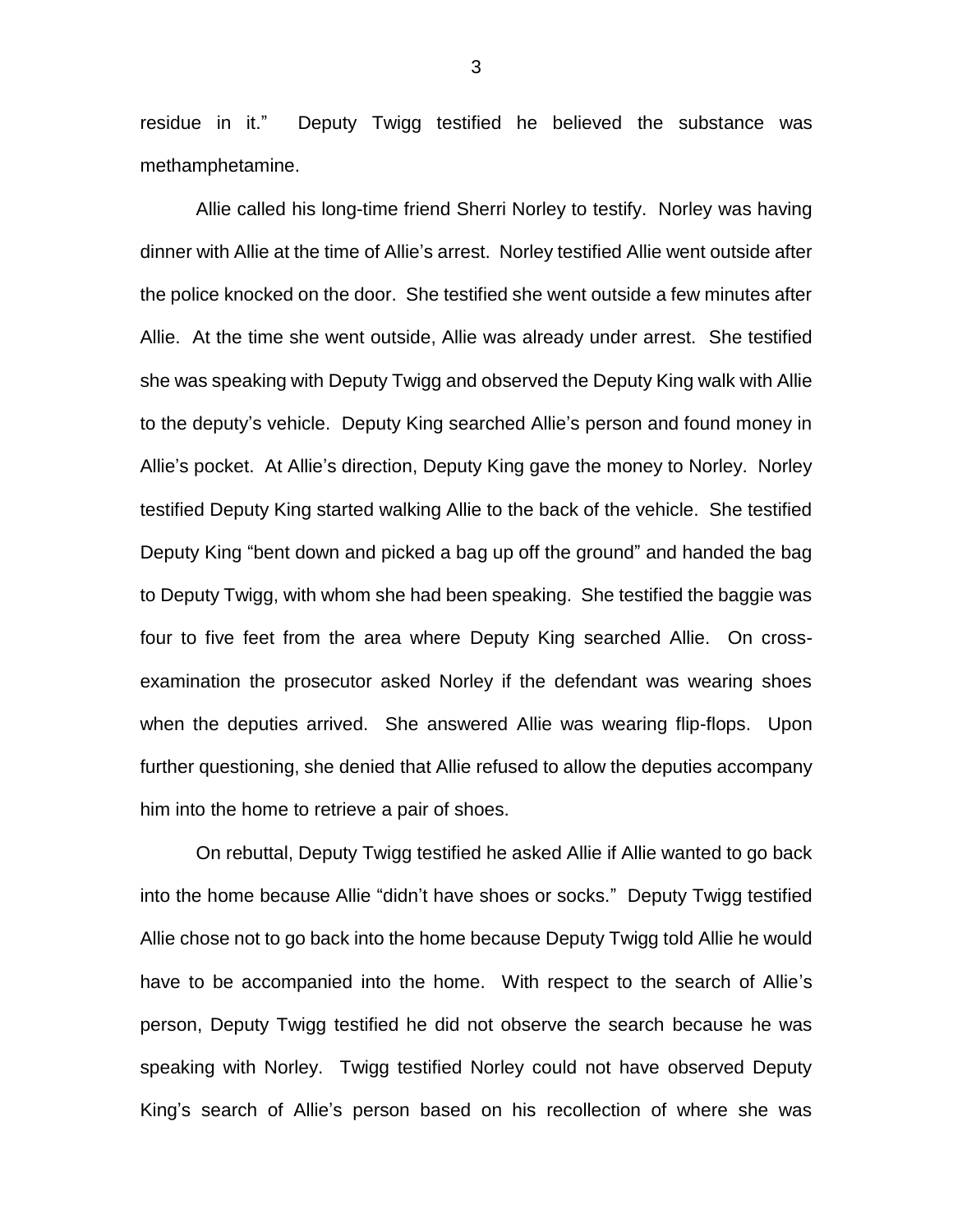residue in it." Deputy Twigg testified he believed the substance was methamphetamine.

Allie called his long-time friend Sherri Norley to testify. Norley was having dinner with Allie at the time of Allie's arrest. Norley testified Allie went outside after the police knocked on the door. She testified she went outside a few minutes after Allie. At the time she went outside, Allie was already under arrest. She testified she was speaking with Deputy Twigg and observed the Deputy King walk with Allie to the deputy's vehicle. Deputy King searched Allie's person and found money in Allie's pocket. At Allie's direction, Deputy King gave the money to Norley. Norley testified Deputy King started walking Allie to the back of the vehicle. She testified Deputy King "bent down and picked a bag up off the ground" and handed the bag to Deputy Twigg, with whom she had been speaking. She testified the baggie was four to five feet from the area where Deputy King searched Allie. On cross-examination the prosecutor asked Norley if the defendant was wearing shoes when the deputies arrived. She answered Allie was wearing flip-flops. Upon further questioning, she denied that Allie refused to allow the deputies accompany him into the home to retrieve a pair of shoes.

On rebuttal, Deputy Twigg testified he asked Allie if Allie wanted to go back into the home because Allie "didn't have shoes or socks." Deputy Twigg testified Allie chose not to go back into the home because Deputy Twigg told Allie he would have to be accompanied into the home. With respect to the search of Allie's person, Deputy Twigg testified he did not observe the search because he was speaking with Norley. Twigg testified Norley could not have observed Deputy King's search of Allie's person based on his recollection of where she was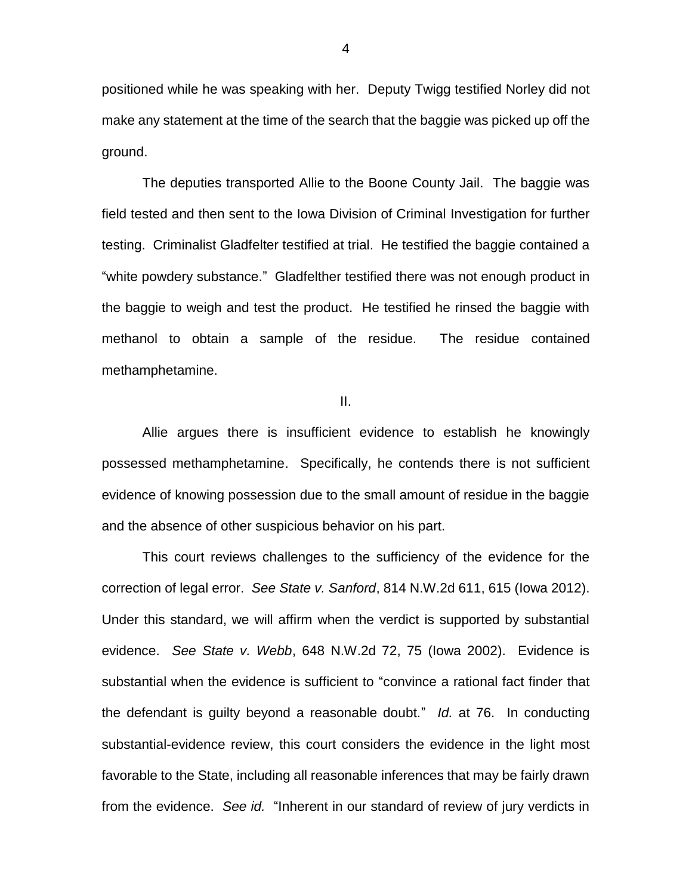positioned while he was speaking with her. Deputy Twigg testified Norley did not make any statement at the time of the search that the baggie was picked up off the ground.

The deputies transported Allie to the Boone County Jail. The baggie was field tested and then sent to the Iowa Division of Criminal Investigation for further testing. Criminalist Gladfelter testified at trial. He testified the baggie contained a "white powdery substance." Gladfelther testified there was not enough product in the baggie to weigh and test the product. He testified he rinsed the baggie with methanol to obtain a sample of the residue. The residue contained methamphetamine.

II.

Allie argues there is insufficient evidence to establish he knowingly possessed methamphetamine. Specifically, he contends there is not sufficient evidence of knowing possession due to the small amount of residue in the baggie and the absence of other suspicious behavior on his part.

This court reviews challenges to the sufficiency of the evidence for the correction of legal error. *See State v. Sanford*, 814 N.W.2d 611, 615 (Iowa 2012). Under this standard, we will affirm when the verdict is supported by substantial evidence. *See State v. Webb*, 648 N.W.2d 72, 75 (Iowa 2002). Evidence is substantial when the evidence is sufficient to "convince a rational fact finder that the defendant is guilty beyond a reasonable doubt." *Id.* at 76. In conducting substantial-evidence review, this court considers the evidence in the light most favorable to the State, including all reasonable inferences that may be fairly drawn from the evidence. *See id.* "Inherent in our standard of review of jury verdicts in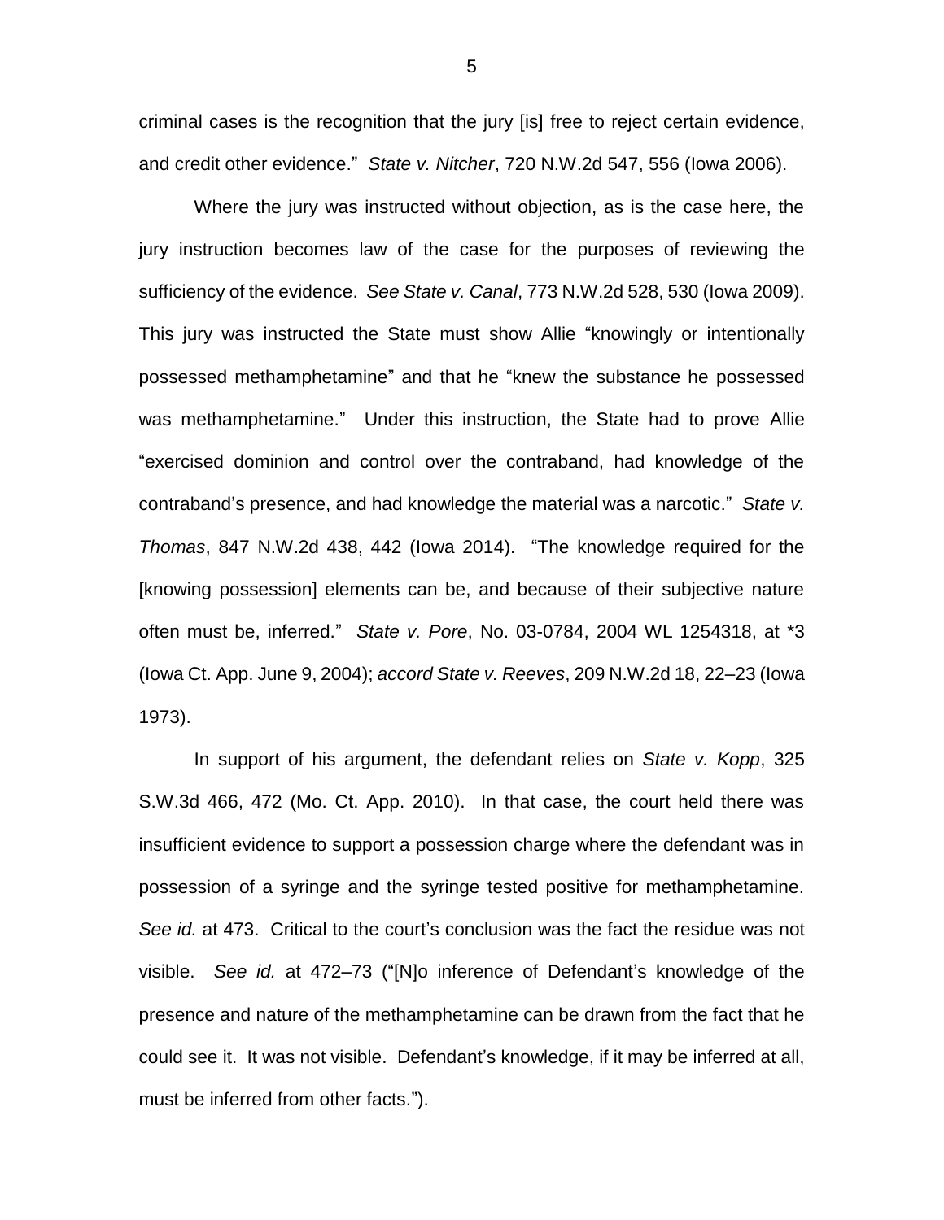criminal cases is the recognition that the jury [is] free to reject certain evidence, and credit other evidence." *State v. Nitcher*, 720 N.W.2d 547, 556 (Iowa 2006).

Where the jury was instructed without objection, as is the case here, the jury instruction becomes law of the case for the purposes of reviewing the sufficiency of the evidence. *See State v. Canal*, 773 N.W.2d 528, 530 (Iowa 2009). This jury was instructed the State must show Allie "knowingly or intentionally possessed methamphetamine" and that he "knew the substance he possessed was methamphetamine." Under this instruction, the State had to prove Allie "exercised dominion and control over the contraband, had knowledge of the contraband's presence, and had knowledge the material was a narcotic." *State v. Thomas*, 847 N.W.2d 438, 442 (Iowa 2014). "The knowledge required for the [knowing possession] elements can be, and because of their subjective nature often must be, inferred." *State v. Pore*, No. 03-0784, 2004 WL 1254318, at *3 (Iowa Ct. App. June 9, 2004); *accord State v. Reeves*, 209 N.W.2d 18, 22–23 (Iowa 1973).

In support of his argument, the defendant relies on *State v. Kopp*, 325 S.W.3d 466, 472 (Mo. Ct. App. 2010). In that case, the court held there was insufficient evidence to support a possession charge where the defendant was in possession of a syringe and the syringe tested positive for methamphetamine. *See id.* at 473. Critical to the court's conclusion was the fact the residue was not visible. *See id.* at 472–73 ("[N]o inference of Defendant's knowledge of the presence and nature of the methamphetamine can be drawn from the fact that he could see it. It was not visible. Defendant's knowledge, if it may be inferred at all, must be inferred from other facts.").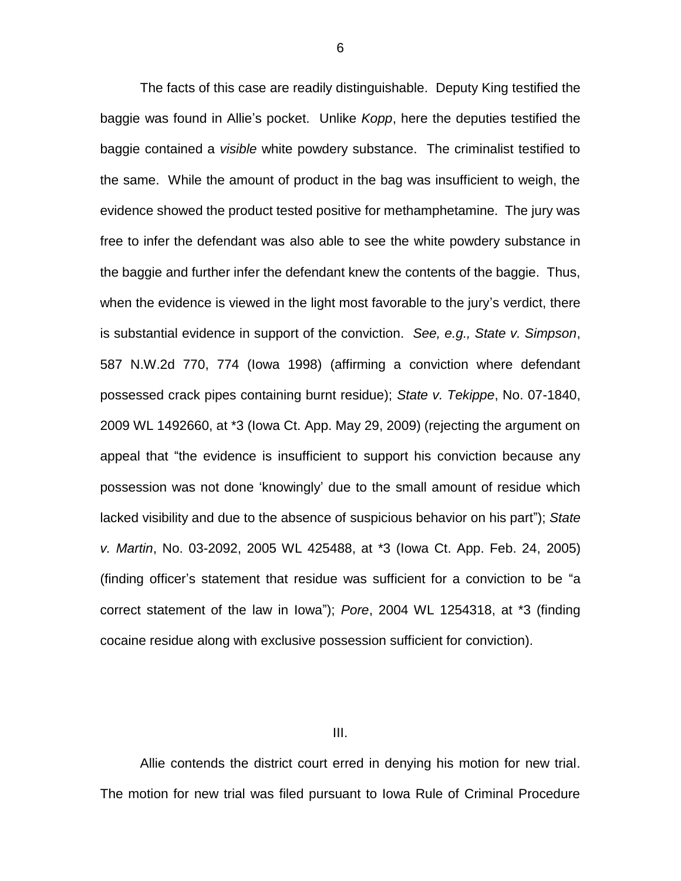The facts of this case are readily distinguishable. Deputy King testified the baggie was found in Allie's pocket. Unlike *Kopp*, here the deputies testified the baggie contained a *visible* white powdery substance. The criminalist testified to the same. While the amount of product in the bag was insufficient to weigh, the evidence showed the product tested positive for methamphetamine. The jury was free to infer the defendant was also able to see the white powdery substance in the baggie and further infer the defendant knew the contents of the baggie. Thus, when the evidence is viewed in the light most favorable to the jury's verdict, there is substantial evidence in support of the conviction. *See, e.g., State v. Simpson*, 587 N.W.2d 770, 774 (Iowa 1998) (affirming a conviction where defendant possessed crack pipes containing burnt residue); *State v. Tekippe*, No. 07-1840, 2009 WL 1492660, at *3 (Iowa Ct. App. May 29, 2009) (rejecting the argument on appeal that "the evidence is insufficient to support his conviction because any possession was not done 'knowingly' due to the small amount of residue which lacked visibility and due to the absence of suspicious behavior on his part"); *State v. Martin*, No. 03-2092, 2005 WL 425488, at *3 (Iowa Ct. App. Feb. 24, 2005) (finding officer's statement that residue was sufficient for a conviction to be "a correct statement of the law in Iowa"); *Pore*, 2004 WL 1254318, at *3 (finding cocaine residue along with exclusive possession sufficient for conviction).

III.

Allie contends the district court erred in denying his motion for new trial. The motion for new trial was filed pursuant to Iowa Rule of Criminal Procedure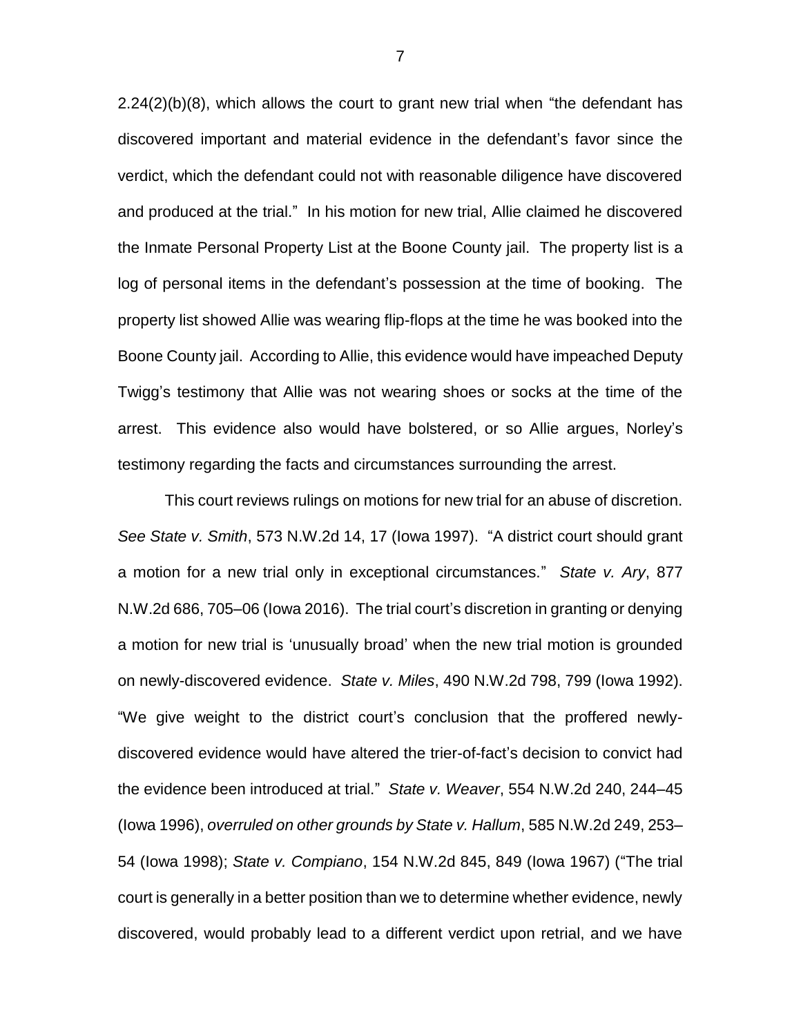2.24(2)(b)(8), which allows the court to grant new trial when "the defendant has discovered important and material evidence in the defendant's favor since the verdict, which the defendant could not with reasonable diligence have discovered and produced at the trial." In his motion for new trial, Allie claimed he discovered the Inmate Personal Property List at the Boone County jail. The property list is a log of personal items in the defendant's possession at the time of booking. The property list showed Allie was wearing flip-flops at the time he was booked into the Boone County jail. According to Allie, this evidence would have impeached Deputy Twigg's testimony that Allie was not wearing shoes or socks at the time of the arrest. This evidence also would have bolstered, or so Allie argues, Norley's testimony regarding the facts and circumstances surrounding the arrest.

This court reviews rulings on motions for new trial for an abuse of discretion. *See State v. Smith*, 573 N.W.2d 14, 17 (Iowa 1997). "A district court should grant a motion for a new trial only in exceptional circumstances." *State v. Ary*, 877 N.W.2d 686, 705–06 (Iowa 2016). The trial court's discretion in granting or denying a motion for new trial is 'unusually broad' when the new trial motion is grounded on newly-discovered evidence. *State v. Miles*, 490 N.W.2d 798, 799 (Iowa 1992). "We give weight to the district court's conclusion that the proffered newly-discovered evidence would have altered the trier-of-fact's decision to convict had the evidence been introduced at trial." *State v. Weaver*, 554 N.W.2d 240, 244–45 (Iowa 1996), *overruled on other grounds by State v. Hallum*, 585 N.W.2d 249, 253–54 (Iowa 1998); *State v. Compiano*, 154 N.W.2d 845, 849 (Iowa 1967) ("The trial court is generally in a better position than we to determine whether evidence, newly discovered, would probably lead to a different verdict upon retrial, and we have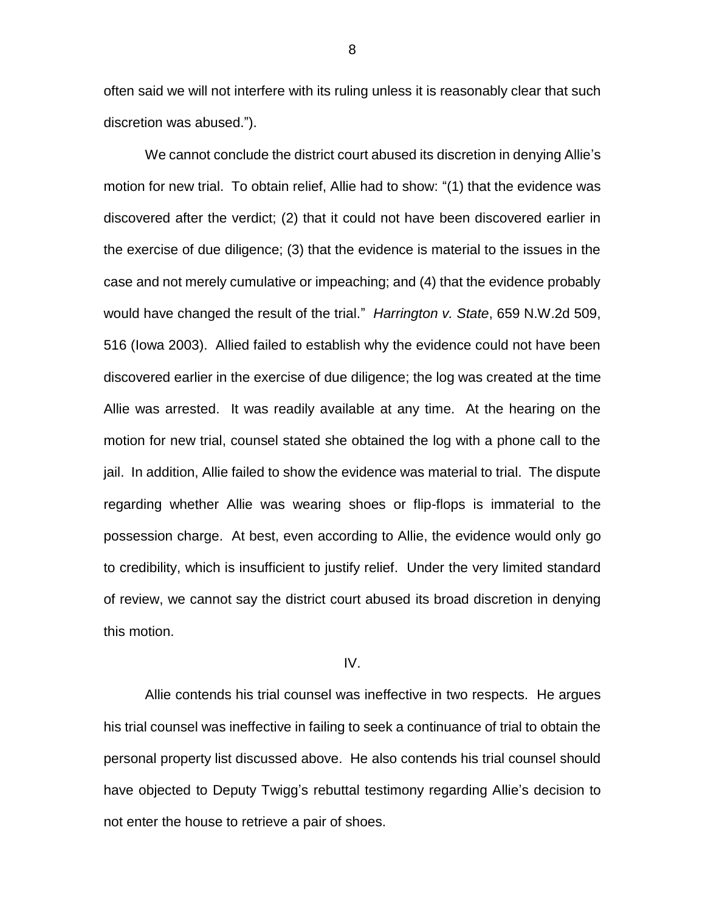often said we will not interfere with its ruling unless it is reasonably clear that such discretion was abused.").

We cannot conclude the district court abused its discretion in denying Allie's motion for new trial. To obtain relief, Allie had to show: "(1) that the evidence was discovered after the verdict; (2) that it could not have been discovered earlier in the exercise of due diligence; (3) that the evidence is material to the issues in the case and not merely cumulative or impeaching; and (4) that the evidence probably would have changed the result of the trial." *Harrington v. State*, 659 N.W.2d 509, 516 (Iowa 2003). Allied failed to establish why the evidence could not have been discovered earlier in the exercise of due diligence; the log was created at the time Allie was arrested. It was readily available at any time. At the hearing on the motion for new trial, counsel stated she obtained the log with a phone call to the jail. In addition, Allie failed to show the evidence was material to trial. The dispute regarding whether Allie was wearing shoes or flip-flops is immaterial to the possession charge. At best, even according to Allie, the evidence would only go to credibility, which is insufficient to justify relief. Under the very limited standard of review, we cannot say the district court abused its broad discretion in denying this motion.

IV.

Allie contends his trial counsel was ineffective in two respects. He argues his trial counsel was ineffective in failing to seek a continuance of trial to obtain the personal property list discussed above. He also contends his trial counsel should have objected to Deputy Twigg's rebuttal testimony regarding Allie's decision to not enter the house to retrieve a pair of shoes.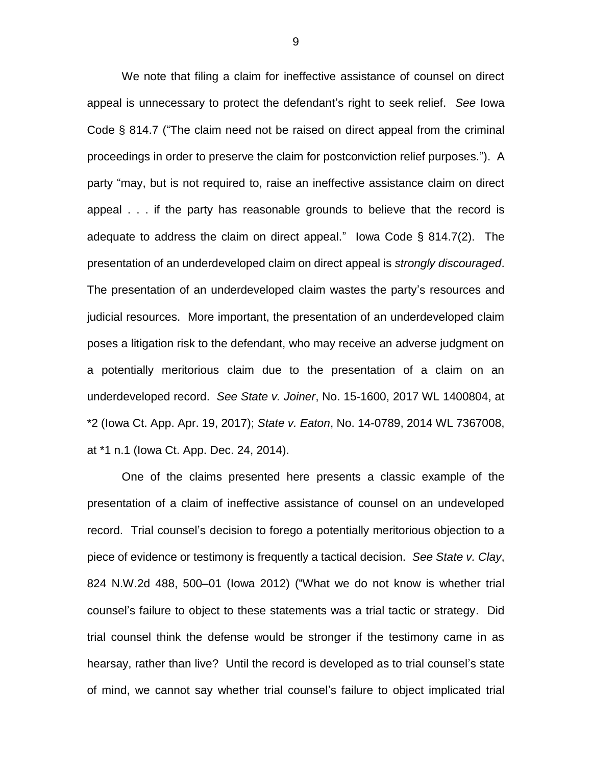We note that filing a claim for ineffective assistance of counsel on direct appeal is unnecessary to protect the defendant's right to seek relief. *See* Iowa Code § 814.7 ("The claim need not be raised on direct appeal from the criminal proceedings in order to preserve the claim for postconviction relief purposes."). A party "may, but is not required to, raise an ineffective assistance claim on direct appeal . . . if the party has reasonable grounds to believe that the record is adequate to address the claim on direct appeal." Iowa Code § 814.7(2). The presentation of an underdeveloped claim on direct appeal is *strongly discouraged*. The presentation of an underdeveloped claim wastes the party's resources and judicial resources. More important, the presentation of an underdeveloped claim poses a litigation risk to the defendant, who may receive an adverse judgment on a potentially meritorious claim due to the presentation of a claim on an underdeveloped record. *See State v. Joiner*, No. 15-1600, 2017 WL 1400804, at *2 (Iowa Ct. App. Apr. 19, 2017); *State v. Eaton*, No. 14-0789, 2014 WL 7367008, at *1 n.1 (Iowa Ct. App. Dec. 24, 2014).

One of the claims presented here presents a classic example of the presentation of a claim of ineffective assistance of counsel on an undeveloped record. Trial counsel's decision to forego a potentially meritorious objection to a piece of evidence or testimony is frequently a tactical decision. *See State v. Clay*, 824 N.W.2d 488, 500–01 (Iowa 2012) ("What we do not know is whether trial counsel's failure to object to these statements was a trial tactic or strategy. Did trial counsel think the defense would be stronger if the testimony came in as hearsay, rather than live? Until the record is developed as to trial counsel's state of mind, we cannot say whether trial counsel's failure to object implicated trial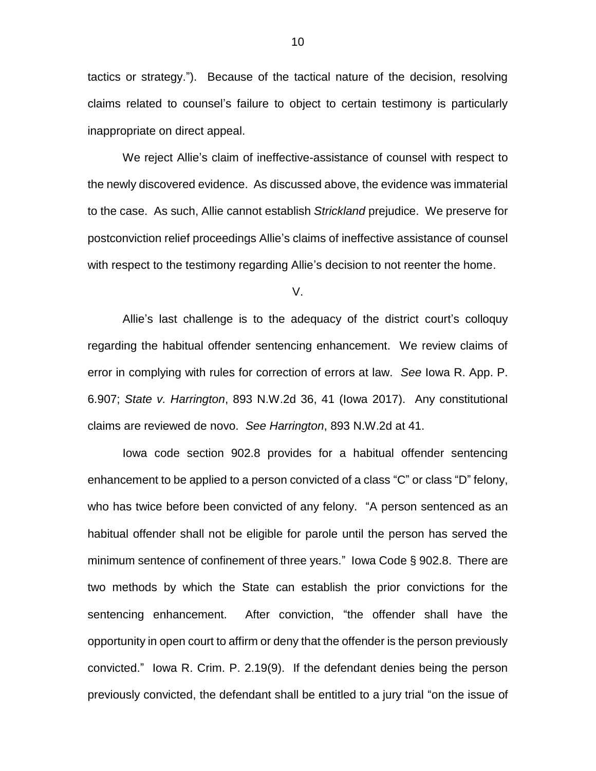tactics or strategy."). Because of the tactical nature of the decision, resolving claims related to counsel's failure to object to certain testimony is particularly inappropriate on direct appeal.

We reject Allie's claim of ineffective-assistance of counsel with respect to the newly discovered evidence. As discussed above, the evidence was immaterial to the case. As such, Allie cannot establish *Strickland* prejudice. We preserve for postconviction relief proceedings Allie's claims of ineffective assistance of counsel with respect to the testimony regarding Allie's decision to not reenter the home.

V.

Allie's last challenge is to the adequacy of the district court's colloquy regarding the habitual offender sentencing enhancement. We review claims of error in complying with rules for correction of errors at law. *See* Iowa R. App. P. 6.907; *State v. Harrington*, 893 N.W.2d 36, 41 (Iowa 2017). Any constitutional claims are reviewed de novo. *See Harrington*, 893 N.W.2d at 41.

Iowa code section 902.8 provides for a habitual offender sentencing enhancement to be applied to a person convicted of a class "C" or class "D" felony, who has twice before been convicted of any felony. "A person sentenced as an habitual offender shall not be eligible for parole until the person has served the minimum sentence of confinement of three years." Iowa Code § 902.8. There are two methods by which the State can establish the prior convictions for the sentencing enhancement. After conviction, "the offender shall have the opportunity in open court to affirm or deny that the offender is the person previously convicted." Iowa R. Crim. P. 2.19(9). If the defendant denies being the person previously convicted, the defendant shall be entitled to a jury trial "on the issue of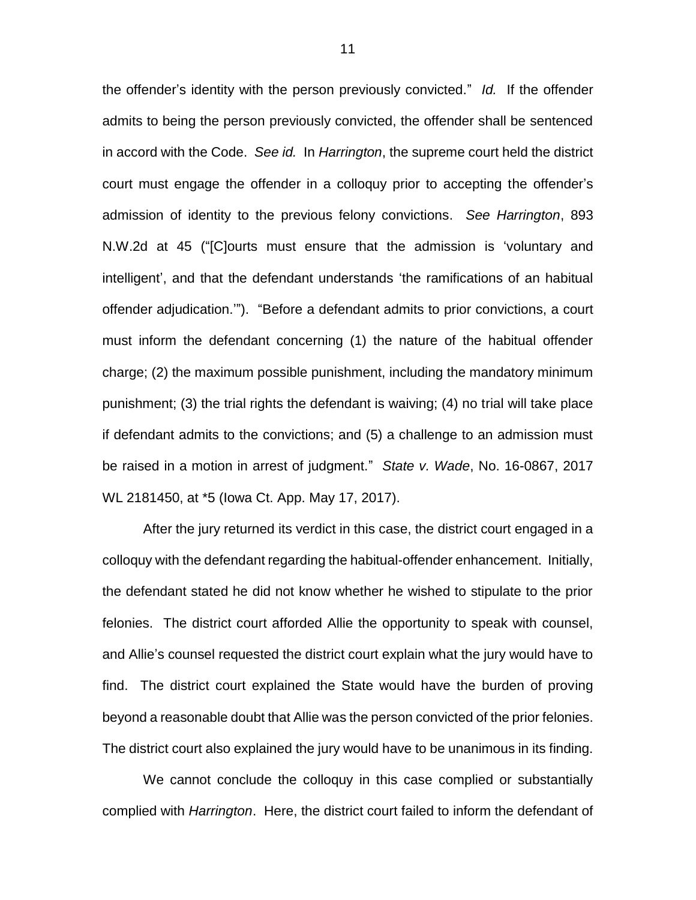the offender's identity with the person previously convicted." *Id.* If the offender admits to being the person previously convicted, the offender shall be sentenced in accord with the Code. *See id.* In *Harrington*, the supreme court held the district court must engage the offender in a colloquy prior to accepting the offender's admission of identity to the previous felony convictions. *See Harrington*, 893 N.W.2d at 45 ("[C]ourts must ensure that the admission is 'voluntary and intelligent', and that the defendant understands 'the ramifications of an habitual offender adjudication.'"). "Before a defendant admits to prior convictions, a court must inform the defendant concerning (1) the nature of the habitual offender charge; (2) the maximum possible punishment, including the mandatory minimum punishment; (3) the trial rights the defendant is waiving; (4) no trial will take place if defendant admits to the convictions; and (5) a challenge to an admission must be raised in a motion in arrest of judgment." *State v. Wade*, No. 16-0867, 2017 WL 2181450, at *5 (Iowa Ct. App. May 17, 2017).

After the jury returned its verdict in this case, the district court engaged in a colloquy with the defendant regarding the habitual-offender enhancement. Initially, the defendant stated he did not know whether he wished to stipulate to the prior felonies. The district court afforded Allie the opportunity to speak with counsel, and Allie's counsel requested the district court explain what the jury would have to find. The district court explained the State would have the burden of proving beyond a reasonable doubt that Allie was the person convicted of the prior felonies. The district court also explained the jury would have to be unanimous in its finding.

We cannot conclude the colloquy in this case complied or substantially complied with *Harrington*. Here, the district court failed to inform the defendant of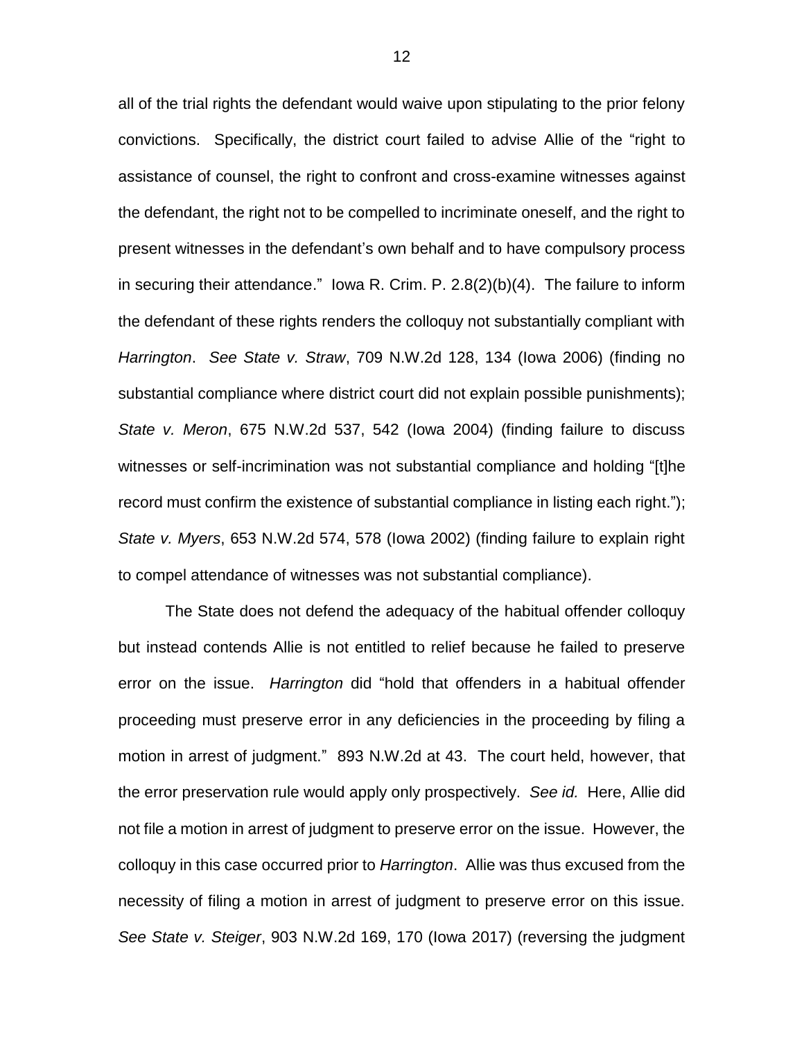all of the trial rights the defendant would waive upon stipulating to the prior felony convictions. Specifically, the district court failed to advise Allie of the "right to assistance of counsel, the right to confront and cross-examine witnesses against the defendant, the right not to be compelled to incriminate oneself, and the right to present witnesses in the defendant's own behalf and to have compulsory process in securing their attendance." Iowa R. Crim. P. 2.8(2)(b)(4). The failure to inform the defendant of these rights renders the colloquy not substantially compliant with *Harrington*. *See State v. Straw*, 709 N.W.2d 128, 134 (Iowa 2006) (finding no substantial compliance where district court did not explain possible punishments); *State v. Meron*, 675 N.W.2d 537, 542 (Iowa 2004) (finding failure to discuss witnesses or self-incrimination was not substantial compliance and holding "[t]he record must confirm the existence of substantial compliance in listing each right."); *State v. Myers*, 653 N.W.2d 574, 578 (Iowa 2002) (finding failure to explain right to compel attendance of witnesses was not substantial compliance).

The State does not defend the adequacy of the habitual offender colloquy but instead contends Allie is not entitled to relief because he failed to preserve error on the issue. *Harrington* did "hold that offenders in a habitual offender proceeding must preserve error in any deficiencies in the proceeding by filing a motion in arrest of judgment." 893 N.W.2d at 43. The court held, however, that the error preservation rule would apply only prospectively. *See id.* Here, Allie did not file a motion in arrest of judgment to preserve error on the issue. However, the colloquy in this case occurred prior to *Harrington*. Allie was thus excused from the necessity of filing a motion in arrest of judgment to preserve error on this issue. *See State v. Steiger*, 903 N.W.2d 169, 170 (Iowa 2017) (reversing the judgment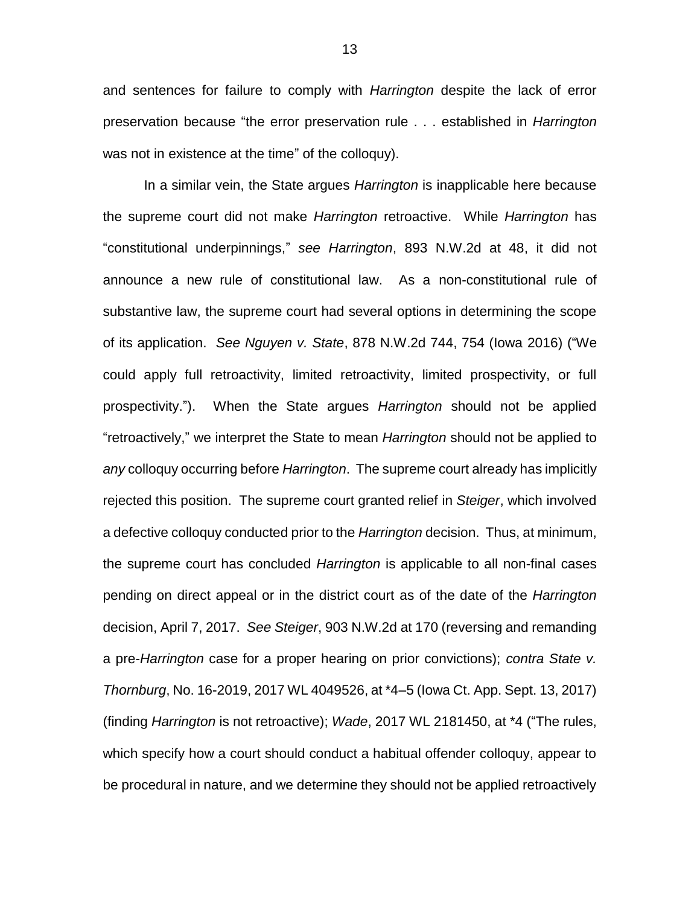and sentences for failure to comply with *Harrington* despite the lack of error preservation because "the error preservation rule . . . established in *Harrington* was not in existence at the time" of the colloquy).

In a similar vein, the State argues *Harrington* is inapplicable here because the supreme court did not make *Harrington* retroactive. While *Harrington* has "constitutional underpinnings," *see Harrington*, 893 N.W.2d at 48, it did not announce a new rule of constitutional law. As a non-constitutional rule of substantive law, the supreme court had several options in determining the scope of its application. *See Nguyen v. State*, 878 N.W.2d 744, 754 (Iowa 2016) ("We could apply full retroactivity, limited retroactivity, limited prospectivity, or full prospectivity."). When the State argues *Harrington* should not be applied "retroactively," we interpret the State to mean *Harrington* should not be applied to *any* colloquy occurring before *Harrington*. The supreme court already has implicitly rejected this position. The supreme court granted relief in *Steiger*, which involved a defective colloquy conducted prior to the *Harrington* decision. Thus, at minimum, the supreme court has concluded *Harrington* is applicable to all non-final cases pending on direct appeal or in the district court as of the date of the *Harrington* decision, April 7, 2017. *See Steiger*, 903 N.W.2d at 170 (reversing and remanding a pre-*Harrington* case for a proper hearing on prior convictions); *contra State v. Thornburg*, No. 16-2019, 2017 WL 4049526, at \*4–5 (Iowa Ct. App. Sept. 13, 2017) (finding *Harrington* is not retroactive); *Wade*, 2017 WL 2181450, at \*4 ("The rules, which specify how a court should conduct a habitual offender colloquy, appear to be procedural in nature, and we determine they should not be applied retroactively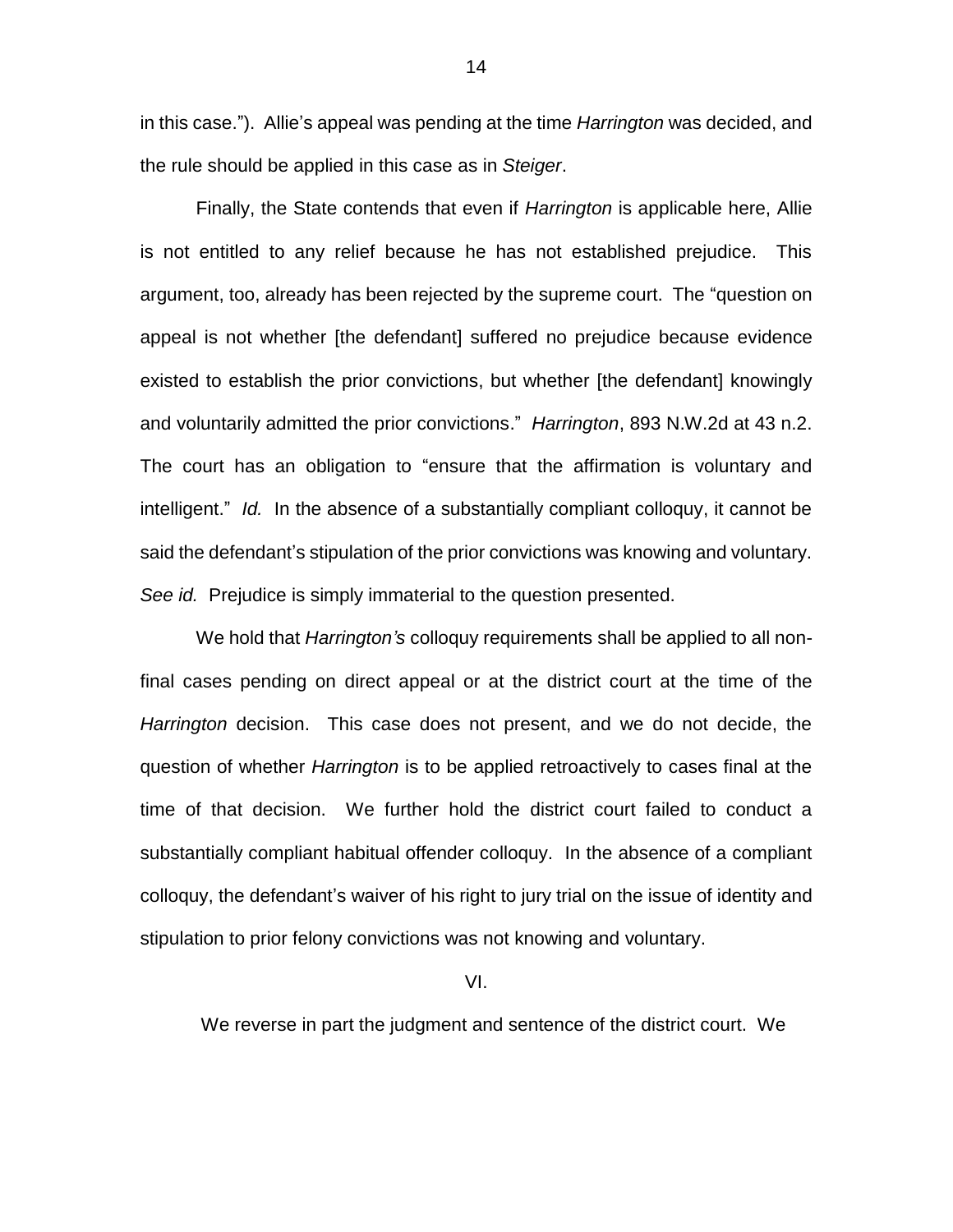in this case."). Allie's appeal was pending at the time *Harrington* was decided, and the rule should be applied in this case as in *Steiger*.

Finally, the State contends that even if *Harrington* is applicable here, Allie is not entitled to any relief because he has not established prejudice. This argument, too, already has been rejected by the supreme court. The "question on appeal is not whether [the defendant] suffered no prejudice because evidence existed to establish the prior convictions, but whether [the defendant] knowingly and voluntarily admitted the prior convictions." *Harrington*, 893 N.W.2d at 43 n.2. The court has an obligation to "ensure that the affirmation is voluntary and intelligent." *Id.* In the absence of a substantially compliant colloquy, it cannot be said the defendant's stipulation of the prior convictions was knowing and voluntary. *See id.* Prejudice is simply immaterial to the question presented.

We hold that *Harrington's* colloquy requirements shall be applied to all non-final cases pending on direct appeal or at the district court at the time of the *Harrington* decision. This case does not present, and we do not decide, the question of whether *Harrington* is to be applied retroactively to cases final at the time of that decision. We further hold the district court failed to conduct a substantially compliant habitual offender colloquy. In the absence of a compliant colloquy, the defendant's waiver of his right to jury trial on the issue of identity and stipulation to prior felony convictions was not knowing and voluntary.

VI.

We reverse in part the judgment and sentence of the district court. We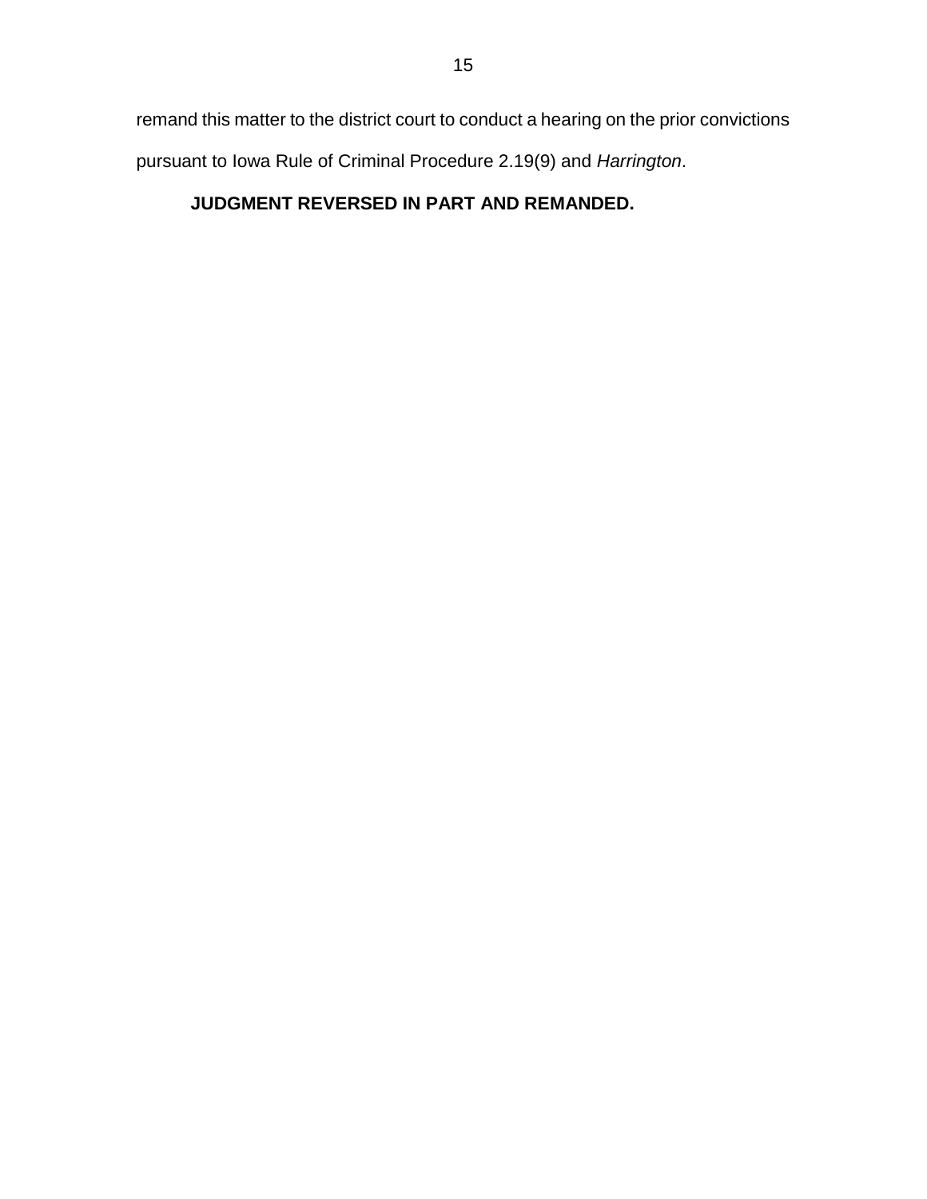remand this matter to the district court to conduct a hearing on the prior convictions pursuant to Iowa Rule of Criminal Procedure 2.19(9) and *Harrington*.

**JUDGMENT REVERSED IN PART AND REMANDED.**